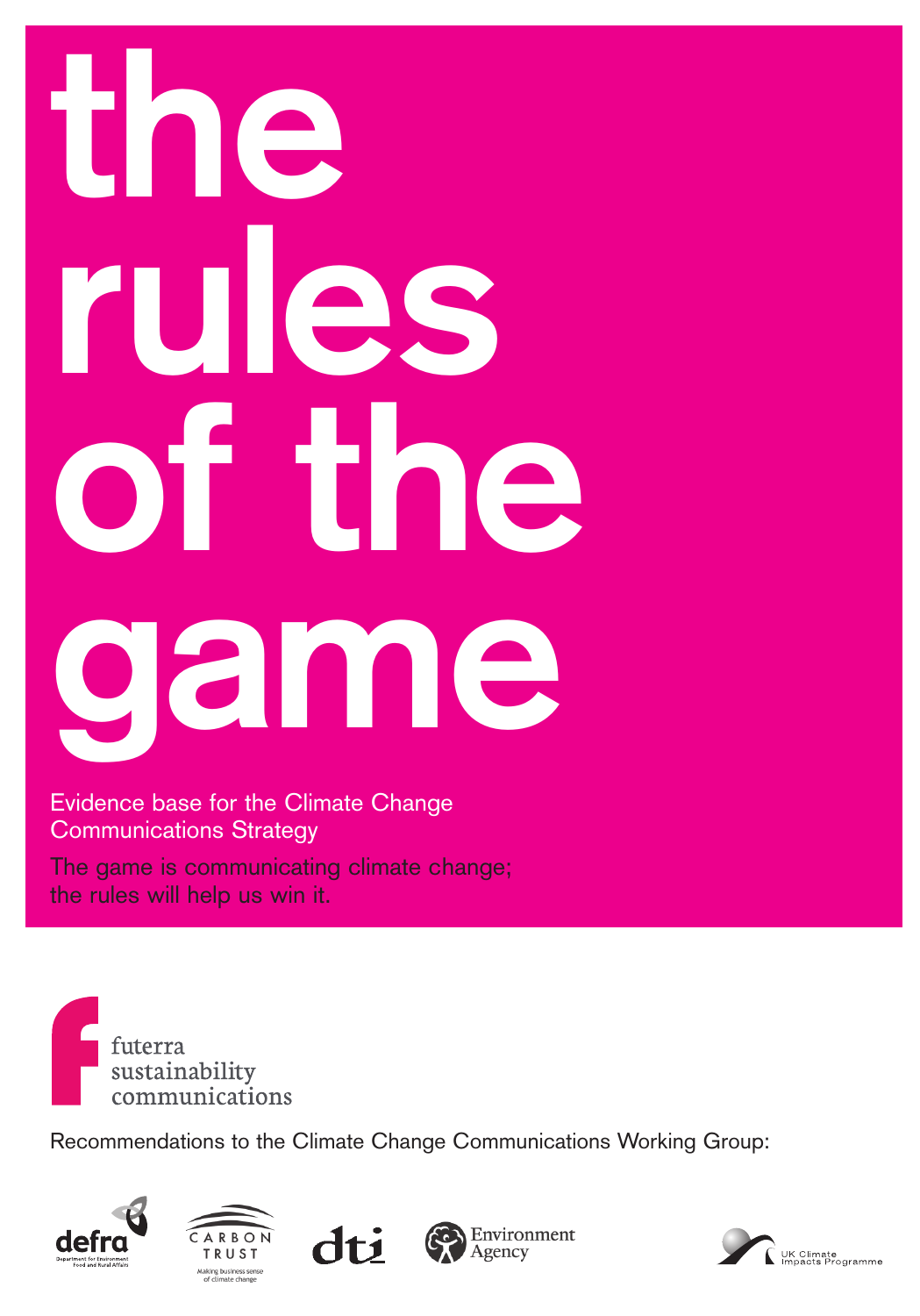# the rules of the game

Evidence base for the Climate Change Communications Strategy

The game is communicating climate change; the rules will help us win it.

futerra sustainability communications

Recommendations to the Climate Change Communications Working Group:

defra Department for Environment Food and Rural Affairs

CARBON TRUST Making business sense of climate change

dti

Environment Agency

UK Climate Impacts Programme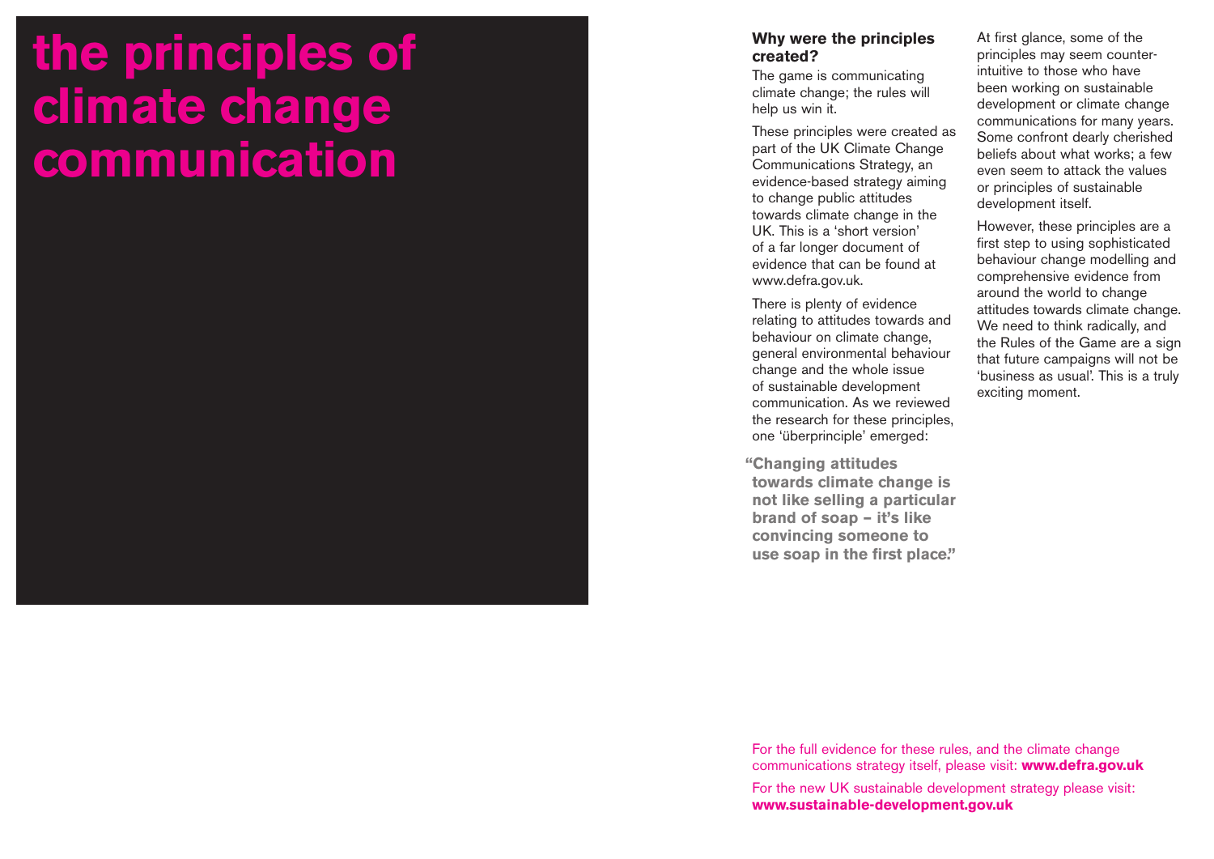# the principles of climate change communication

### Why were the principles created?

The game is communicating climate change; the rules will help us win it.

These principles were created as part of the UK Climate Change Communications Strategy, an evidence-based strategy aiming to change public attitudes towards climate change in the UK. This is a 'short version' of a far longer document of evidence that can be found at www.defra.gov.uk.

There is plenty of evidence relating to attitudes towards and behaviour on climate change, general environmental behaviour change and the whole issue of sustainable development communication. As we reviewed the research for these principles, one 'überprinciple' emerged:

> **"Changing attitudes towards climate change is not like selling a particular brand of soap – it's like convincing someone to use soap in the first place."**

At first glance, some of the principles may seem counter-intuitive to those who have been working on sustainable development or climate change communications for many years. Some confront dearly cherished beliefs about what works; a few even seem to attack the values or principles of sustainable development itself.

However, these principles are a first step to using sophisticated behaviour change modelling and comprehensive evidence from around the world to change attitudes towards climate change. We need to think radically, and the Rules of the Game are a sign that future campaigns will not be 'business as usual'. This is a truly exciting moment.

For the full evidence for these rules, and the climate change communications strategy itself, please visit: **www.defra.gov.uk**

For the new UK sustainable development strategy please visit: **www.sustainable-development.gov.uk**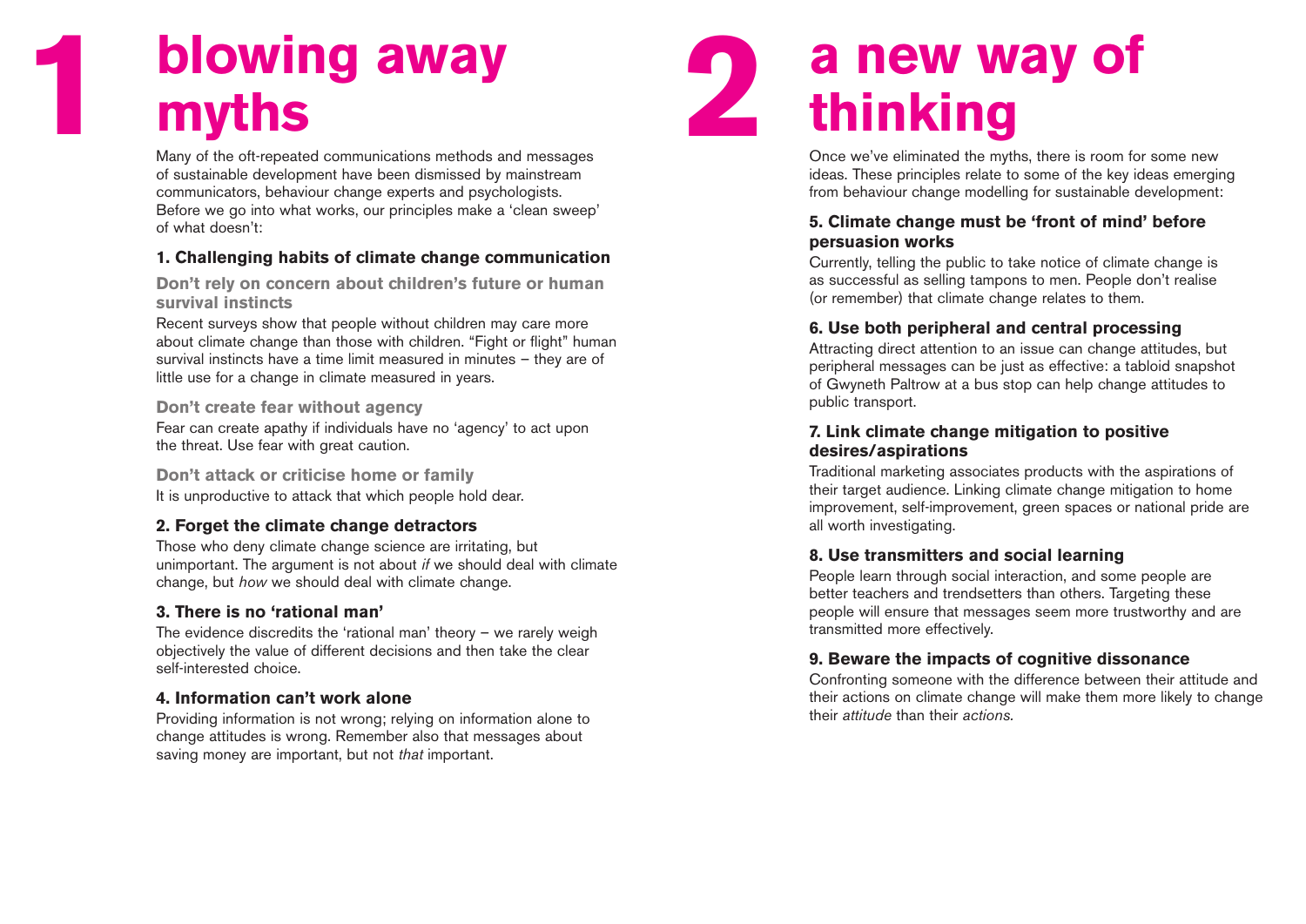# 1 blowing away myths

Many of the oft-repeated communications methods and messages of sustainable development have been dismissed by mainstream communicators, behaviour change experts and psychologists. Before we go into what works, our principles make a 'clean sweep' of what doesn't:

### 1. Challenging habits of climate change communication

#### Don't rely on concern about children's future or human survival instincts

Recent surveys show that people without children may care more about climate change than those with children. "Fight or flight" human survival instincts have a time limit measured in minutes – they are of little use for a change in climate measured in years.

#### Don't create fear without agency

Fear can create apathy if individuals have no 'agency' to act upon the threat. Use fear with great caution.

#### Don't attack or criticise home or family

It is unproductive to attack that which people hold dear.

### 2. Forget the climate change detractors

Those who deny climate change science are irritating, but unimportant. The argument is not about *if* we should deal with climate change, but *how* we should deal with climate change.

### 3. There is no 'rational man'

The evidence discredits the 'rational man' theory – we rarely weigh objectively the value of different decisions and then take the clear self-interested choice.

### 4. Information can't work alone

Providing information is not wrong; relying on information alone to change attitudes is wrong. Remember also that messages about saving money are important, but not *that* important.

# 2 a new way of thinking

Once we've eliminated the myths, there is room for some new ideas. These principles relate to some of the key ideas emerging from behaviour change modelling for sustainable development:

### 5. Climate change must be 'front of mind' before persuasion works

Currently, telling the public to take notice of climate change is as successful as selling tampons to men. People don't realise (or remember) that climate change relates to them.

### 6. Use both peripheral and central processing

Attracting direct attention to an issue can change attitudes, but peripheral messages can be just as effective: a tabloid snapshot of Gwyneth Paltrow at a bus stop can help change attitudes to public transport.

### 7. Link climate change mitigation to positive desires/aspirations

Traditional marketing associates products with the aspirations of their target audience. Linking climate change mitigation to home improvement, self-improvement, green spaces or national pride are all worth investigating.

### 8. Use transmitters and social learning

People learn through social interaction, and some people are better teachers and trendsetters than others. Targeting these people will ensure that messages seem more trustworthy and are transmitted more effectively.

### 9. Beware the impacts of cognitive dissonance

Confronting someone with the difference between their attitude and their actions on climate change will make them more likely to change their *attitude* than their *actions*.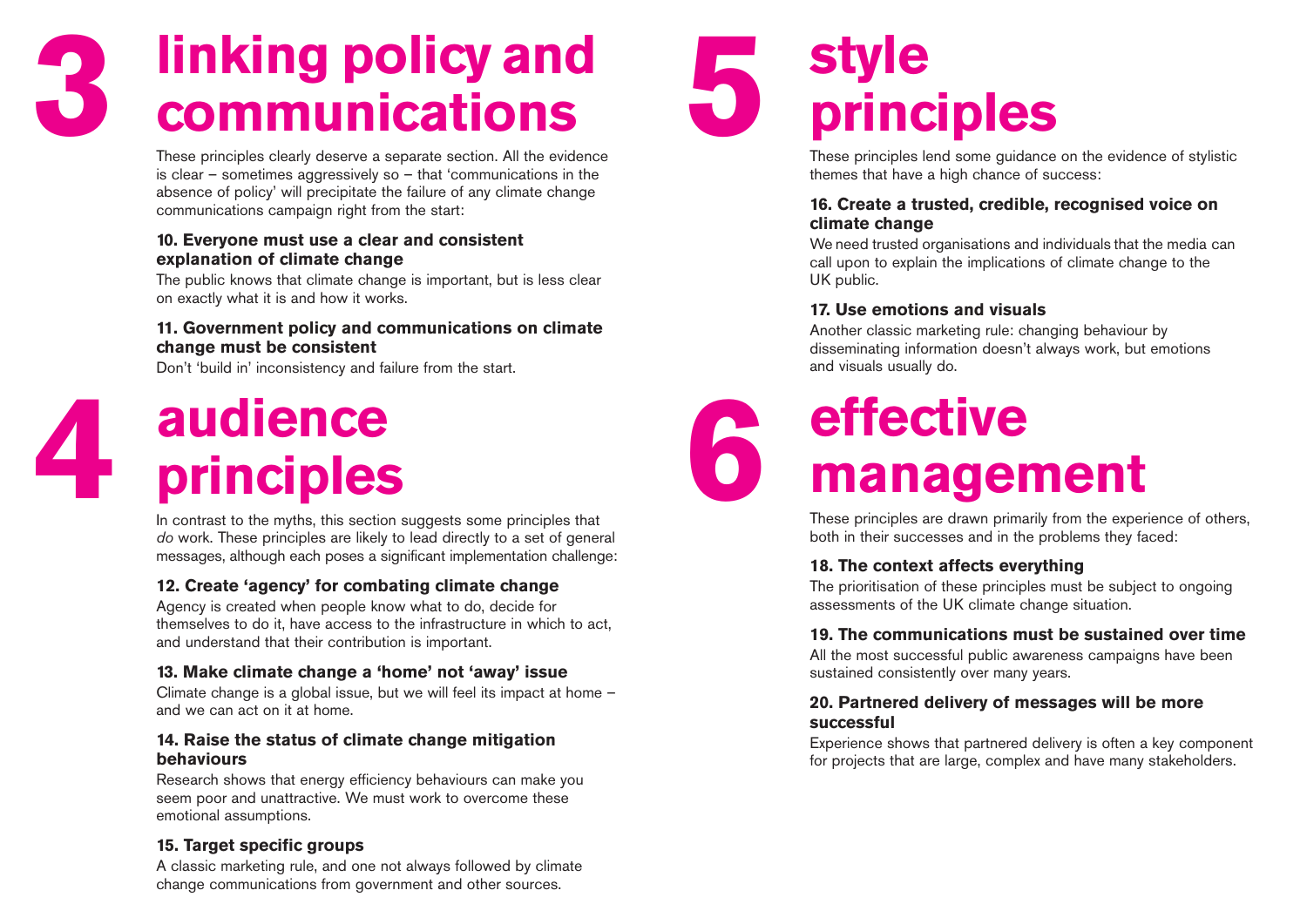# 3 linking policy and communications

These principles clearly deserve a separate section. All the evidence is clear – sometimes aggressively so – that 'communications in the absence of policy' will precipitate the failure of any climate change communications campaign right from the start:

**10. Everyone must use a clear and consistent explanation of climate change**

The public knows that climate change is important, but is less clear on exactly what it is and how it works.

**11. Government policy and communications on climate change must be consistent**

Don't 'build in' inconsistency and failure from the start.

# 4 audience principles

In contrast to the myths, this section suggests some principles that *do* work. These principles are likely to lead directly to a set of general messages, although each poses a significant implementation challenge:

**12. Create 'agency' for combating climate change**

Agency is created when people know what to do, decide for themselves to do it, have access to the infrastructure in which to act, and understand that their contribution is important.

**13. Make climate change a 'home' not 'away' issue**

Climate change is a global issue, but we will feel its impact at home – and we can act on it at home.

**14. Raise the status of climate change mitigation behaviours**

Research shows that energy efficiency behaviours can make you seem poor and unattractive. We must work to overcome these emotional assumptions.

**15. Target specific groups**

A classic marketing rule, and one not always followed by climate change communications from government and other sources.

# 5 style principles

These principles lend some guidance on the evidence of stylistic themes that have a high chance of success:

**16. Create a trusted, credible, recognised voice on climate change**

We need trusted organisations and individuals that the media can call upon to explain the implications of climate change to the UK public.

**17. Use emotions and visuals**

Another classic marketing rule: changing behaviour by disseminating information doesn't always work, but emotions and visuals usually do.

# 6 effective management

These principles are drawn primarily from the experience of others, both in their successes and in the problems they faced:

**18. The context affects everything**

The prioritisation of these principles must be subject to ongoing assessments of the UK climate change situation.

**19. The communications must be sustained over time**

All the most successful public awareness campaigns have been sustained consistently over many years.

**20. Partnered delivery of messages will be more successful**

Experience shows that partnered delivery is often a key component for projects that are large, complex and have many stakeholders.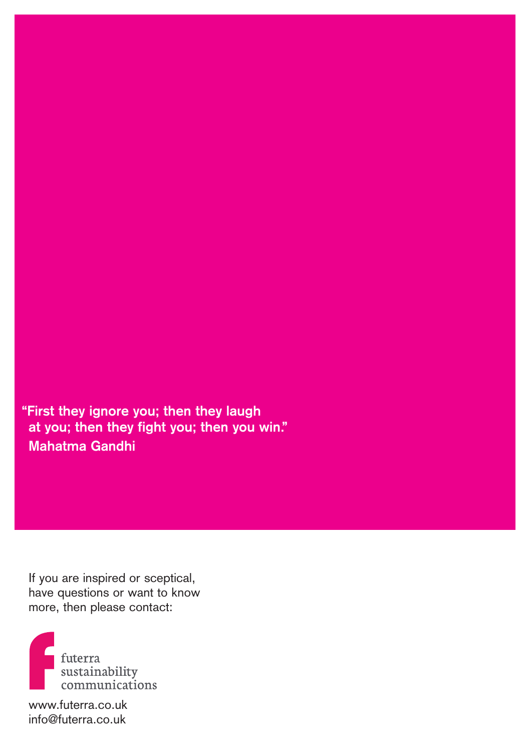"First they ignore you; then they laugh at you; then they fight you; then you win."
Mahatma Gandhi

If you are inspired or sceptical, have questions or want to know more, then please contact:

futerra
sustainability
communications

www.futerra.co.uk
info@futerra.co.uk